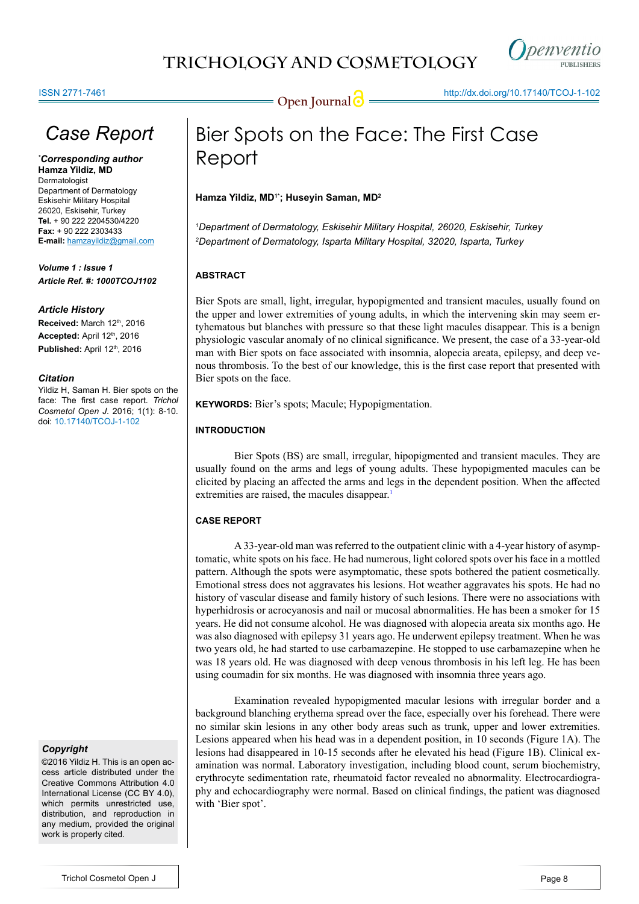# Bier Spots on the Face: The First Case Report

**Hamza Yildiz, MD[1*]; Huseyin Saman, MD[2]**

*[1]Department of Dermatology, Eskisehir Military Hospital, 26020, Eskisehir, Turkey*
*[2]Department of Dermatology, Isparta Military Hospital, 32020, Isparta, Turkey*

## Case Report

***Corresponding author**
**Hamza Yildiz, MD**
Dermatologist
Department of Dermatology
Eskisehir Military Hospital
26020, Eskisehir, Turkey
**Tel.** + 90 222 2204530/4220
**Fax:** + 90 222 2303433
**E-mail:** hamzayildiz@gmail.com

***Volume 1 : Issue 1***
***Article Ref. #: 1000TCOJ1102***

***Article History***
**Received:** March 12th, 2016
**Accepted:** April 12th, 2016
**Published:** April 12th, 2016

***Citation***
Yildiz H, Saman H. Bier spots on the face: The first case report. *Trichol Cosmetol Open J*. 2016; 1(1): 8-10. doi: 10.17140/TCOJ-1-102

***Copyright***
©2016 Yildiz H. This is an open access article distributed under the Creative Commons Attribution 4.0 International License (CC BY 4.0), which permits unrestricted use, distribution, and reproduction in any medium, provided the original work is properly cited.

### ABSTRACT

Bier Spots are small, light, irregular, hypopigmented and transient macules, usually found on the upper and lower extremities of young adults, in which the intervening skin may seem erythematous but blanches with pressure so that these light macules disappear. This is a benign physiologic vascular anomaly of no clinical significance. We present, the case of a 33-year-old man with Bier spots on face associated with insomnia, alopecia areata, epilepsy, and deep venous thrombosis. To the best of our knowledge, this is the first case report that presented with Bier spots on the face.

**KEYWORDS:** Bier's spots; Macule; Hypopigmentation.

### INTRODUCTION

Bier Spots (BS) are small, irregular, hipopigmented and transient macules. They are usually found on the arms and legs of young adults. These hypopigmented macules can be elicited by placing an affected the arms and legs in the dependent position. When the affected extremities are raised, the macules disappear.[1]

### CASE REPORT

A 33-year-old man was referred to the outpatient clinic with a 4-year history of asymptomatic, white spots on his face. He had numerous, light colored spots over his face in a mottled pattern. Although the spots were asymptomatic, these spots bothered the patient cosmetically. Emotional stress does not aggravates his lesions. Hot weather aggravates his spots. He had no history of vascular disease and family history of such lesions. There were no associations with hyperhidrosis or acrocyanosis and nail or mucosal abnormalities. He has been a smoker for 15 years. He did not consume alcohol. He was diagnosed with alopecia areata six months ago. He was also diagnosed with epilepsy 31 years ago. He underwent epilepsy treatment. When he was two years old, he had started to use carbamazepine. He stopped to use carbamazepine when he was 18 years old. He was diagnosed with deep venous thrombosis in his left leg. He has been using coumadin for six months. He was diagnosed with insomnia three years ago.

Examination revealed hypopigmented macular lesions with irregular border and a background blanching erythema spread over the face, especially over his forehead. There were no similar skin lesions in any other body areas such as trunk, upper and lower extremities. Lesions appeared when his head was in a dependent position, in 10 seconds (Figure 1A). The lesions had disappeared in 10-15 seconds after he elevated his head (Figure 1B). Clinical examination was normal. Laboratory investigation, including blood count, serum biochemistry, erythrocyte sedimentation rate, rheumatoid factor revealed no abnormality. Electrocardiography and echocardiography were normal. Based on clinical findings, the patient was diagnosed with 'Bier spot'.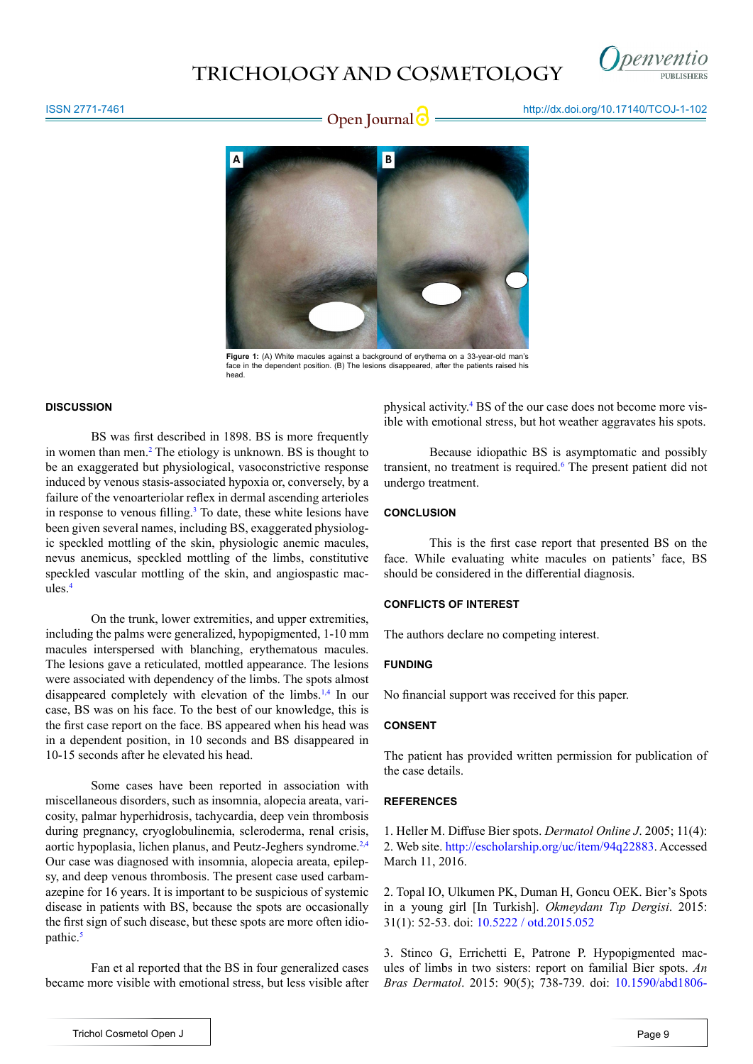**Figure 1:** (A) White macules against a background of erythema on a 33-year-old man's face in the dependent position. (B) The lesions disappeared, after the patients raised his head.

## DISCUSSION

BS was first described in 1898. BS is more frequently in women than men.[2] The etiology is unknown. BS is thought to be an exaggerated but physiological, vasoconstrictive response induced by venous stasis-associated hypoxia or, conversely, by a failure of the venoarteriolar reflex in dermal ascending arterioles in response to venous filling.[3] To date, these white lesions have been given several names, including BS, exaggerated physiologic speckled mottling of the skin, physiologic anemic macules, nevus anemicus, speckled mottling of the limbs, constitutive speckled vascular mottling of the skin, and angiospastic macules.[4]

On the trunk, lower extremities, and upper extremities, including the palms were generalized, hypopigmented, 1-10 mm macules interspersed with blanching, erythematous macules. The lesions gave a reticulated, mottled appearance. The lesions were associated with dependency of the limbs. The spots almost disappeared completely with elevation of the limbs.[1,4] In our case, BS was on his face. To the best of our knowledge, this is the first case report on the face. BS appeared when his head was in a dependent position, in 10 seconds and BS disappeared in 10-15 seconds after he elevated his head.

Some cases have been reported in association with miscellaneous disorders, such as insomnia, alopecia areata, varicosity, palmar hyperhidrosis, tachycardia, deep vein thrombosis during pregnancy, cryoglobulinemia, scleroderma, renal crisis, aortic hypoplasia, lichen planus, and Peutz-Jeghers syndrome.[2,4] Our case was diagnosed with insomnia, alopecia areata, epilepsy, and deep venous thrombosis. The present case used carbamazepine for 16 years. It is important to be suspicious of systemic disease in patients with BS, because the spots are occasionally the first sign of such disease, but these spots are more often idiopathic.[5]

Fan et al reported that the BS in four generalized cases became more visible with emotional stress, but less visible after physical activity.[4] BS of the our case does not become more visible with emotional stress, but hot weather aggravates his spots.

Because idiopathic BS is asymptomatic and possibly transient, no treatment is required.[6] The present patient did not undergo treatment.

## CONCLUSION

This is the first case report that presented BS on the face. While evaluating white macules on patients' face, BS should be considered in the differential diagnosis.

## CONFLICTS OF INTEREST

The authors declare no competing interest.

## FUNDING

No financial support was received for this paper.

## CONSENT

The patient has provided written permission for publication of the case details.

## REFERENCES

1. Heller M. Diffuse Bier spots. *Dermatol Online J.* 2005; 11(4): 2. Web site. http://escholarship.org/uc/item/94q22883. Accessed March 11, 2016.

2. Topal IO, Ulkumen PK, Duman H, Goncu OEK. Bier's Spots in a young girl [In Turkish]. *Okmeydanı Tıp Dergisi*. 2015: 31(1): 52-53. doi: 10.5222 / otd.2015.052

3. Stinco G, Errichetti E, Patrone P. Hypopigmented macules of limbs in two sisters: report on familial Bier spots. *An Bras Dermatol*. 2015: 90(5); 738-739. doi: 10.1590/abd1806-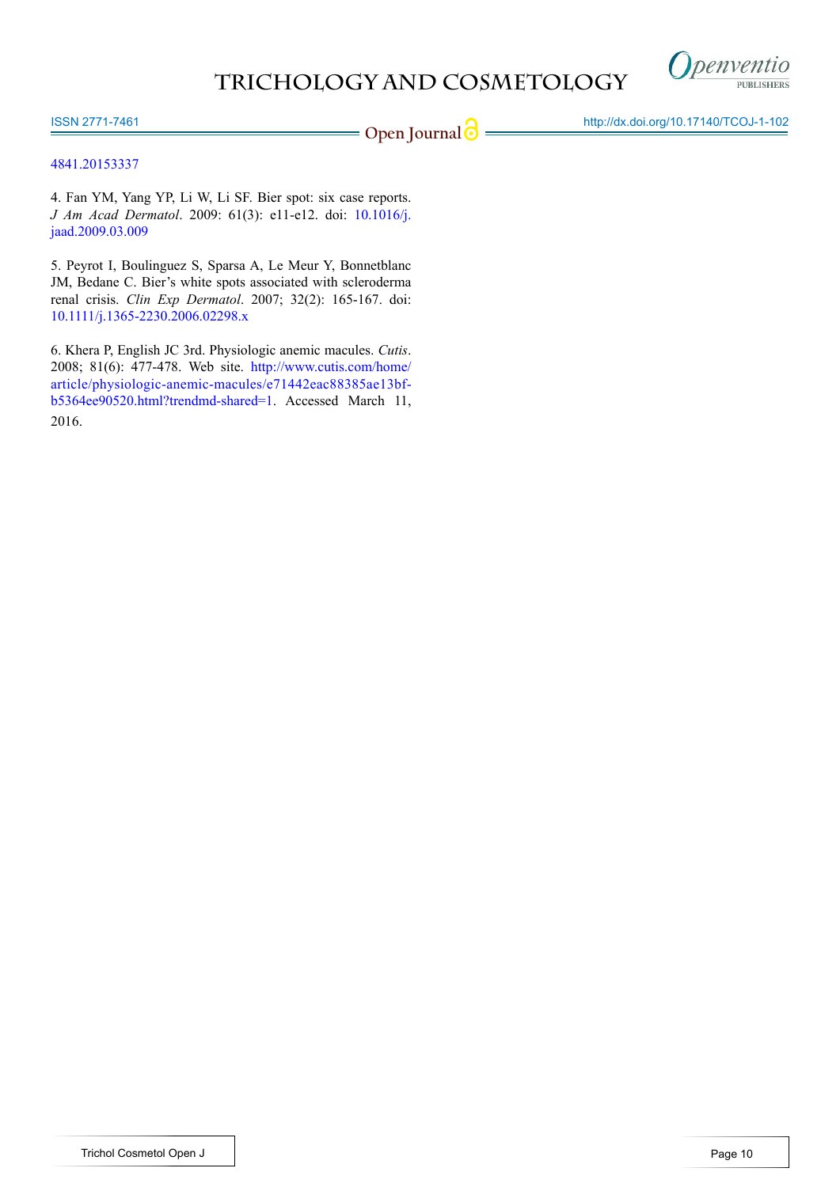4841.20153337

4. Fan YM, Yang YP, Li W, Li SF. Bier spot: six case reports. *J Am Acad Dermatol*. 2009: 61(3): e11-e12. doi: 10.1016/j.jaad.2009.03.009

5. Peyrot I, Boulinguez S, Sparsa A, Le Meur Y, Bonnetblanc JM, Bedane C. Bier's white spots associated with scleroderma renal crisis. *Clin Exp Dermatol*. 2007; 32(2): 165-167. doi: 10.1111/j.1365-2230.2006.02298.x

6. Khera P, English JC 3rd. Physiologic anemic macules. *Cutis*. 2008; 81(6): 477-478. Web site. http://www.cutis.com/home/article/physiologic-anemic-macules/e71442eac88385ae13bf-b5364ee90520.html?trendmd-shared=1. Accessed March 11, 2016.